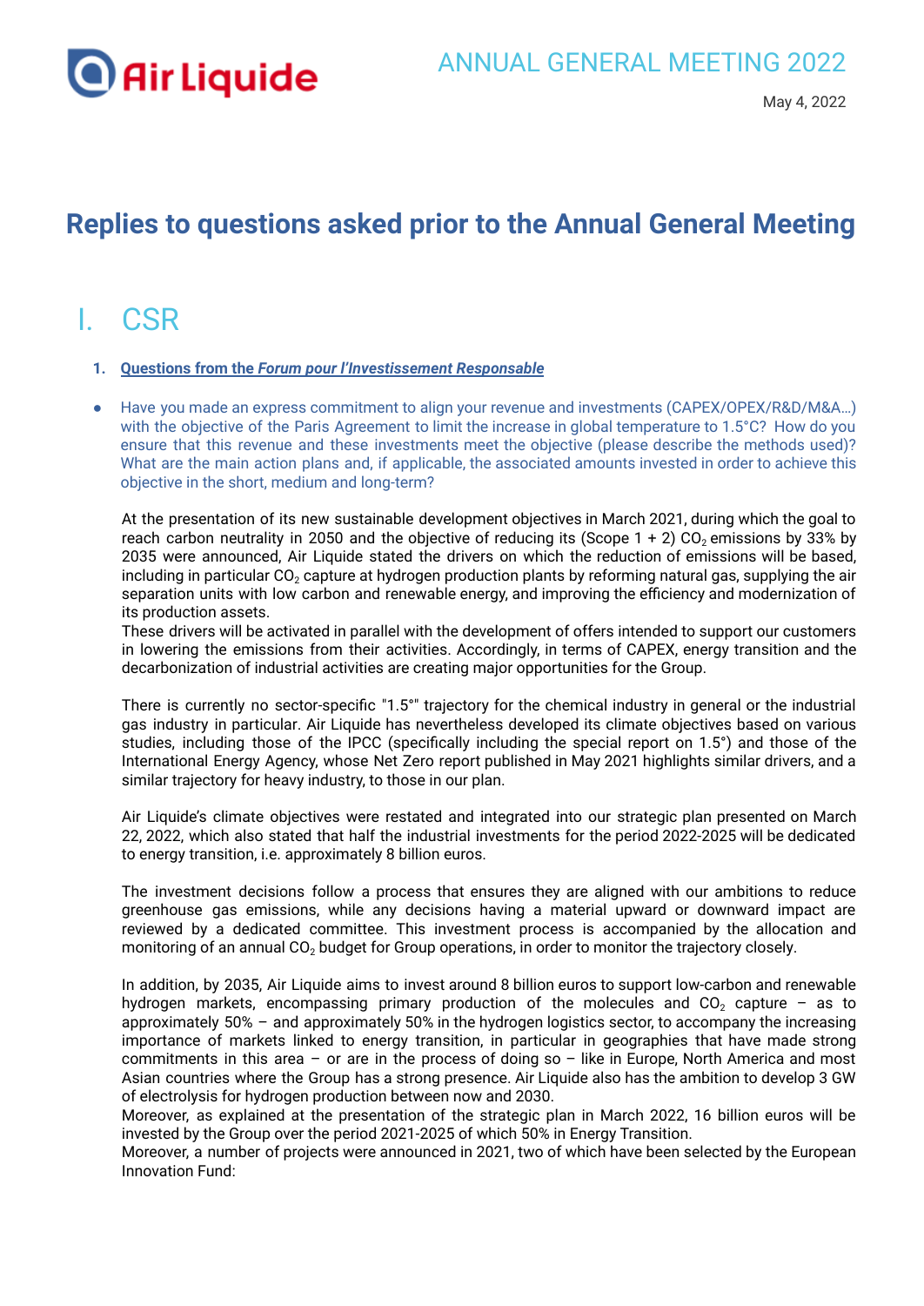Air Liquide

ANNUAL GENERAL MEETING 2022

May 4, 2022

# Replies to questions asked prior to the Annual General Meeting

## I. CSR

### 1. Questions from the *Forum pour l'Investissement Responsable*

- Have you made an express commitment to align your revenue and investments (CAPEX/OPEX/R&D/M&A…) with the objective of the Paris Agreement to limit the increase in global temperature to 1.5°C? How do you ensure that this revenue and these investments meet the objective (please describe the methods used)? What are the main action plans and, if applicable, the associated amounts invested in order to achieve this objective in the short, medium and long-term?

At the presentation of its new sustainable development objectives in March 2021, during which the goal to reach carbon neutrality in 2050 and the objective of reducing its (Scope 1 + 2) $CO_2$ emissions by 33% by 2035 were announced, Air Liquide stated the drivers on which the reduction of emissions will be based, including in particular $CO_2$ capture at hydrogen production plants by reforming natural gas, supplying the air separation units with low carbon and renewable energy, and improving the efficiency and modernization of its production assets.
These drivers will be activated in parallel with the development of offers intended to support our customers in lowering the emissions from their activities. Accordingly, in terms of CAPEX, energy transition and the decarbonization of industrial activities are creating major opportunities for the Group.

There is currently no sector-specific "1.5°" trajectory for the chemical industry in general or the industrial gas industry in particular. Air Liquide has nevertheless developed its climate objectives based on various studies, including those of the IPCC (specifically including the special report on 1.5°) and those of the International Energy Agency, whose Net Zero report published in May 2021 highlights similar drivers, and a similar trajectory for heavy industry, to those in our plan.

Air Liquide's climate objectives were restated and integrated into our strategic plan presented on March 22, 2022, which also stated that half the industrial investments for the period 2022-2025 will be dedicated to energy transition, i.e. approximately 8 billion euros.

The investment decisions follow a process that ensures they are aligned with our ambitions to reduce greenhouse gas emissions, while any decisions having a material upward or downward impact are reviewed by a dedicated committee. This investment process is accompanied by the allocation and monitoring of an annual $CO_2$ budget for Group operations, in order to monitor the trajectory closely.

In addition, by 2035, Air Liquide aims to invest around 8 billion euros to support low-carbon and renewable hydrogen markets, encompassing primary production of the molecules and $CO_2$ capture – as to approximately 50% – and approximately 50% in the hydrogen logistics sector, to accompany the increasing importance of markets linked to energy transition, in particular in geographies that have made strong commitments in this area – or are in the process of doing so – like in Europe, North America and most Asian countries where the Group has a strong presence. Air Liquide also has the ambition to develop 3 GW of electrolysis for hydrogen production between now and 2030.
Moreover, as explained at the presentation of the strategic plan in March 2022, 16 billion euros will be invested by the Group over the period 2021-2025 of which 50% in Energy Transition.
Moreover, a number of projects were announced in 2021, two of which have been selected by the European Innovation Fund: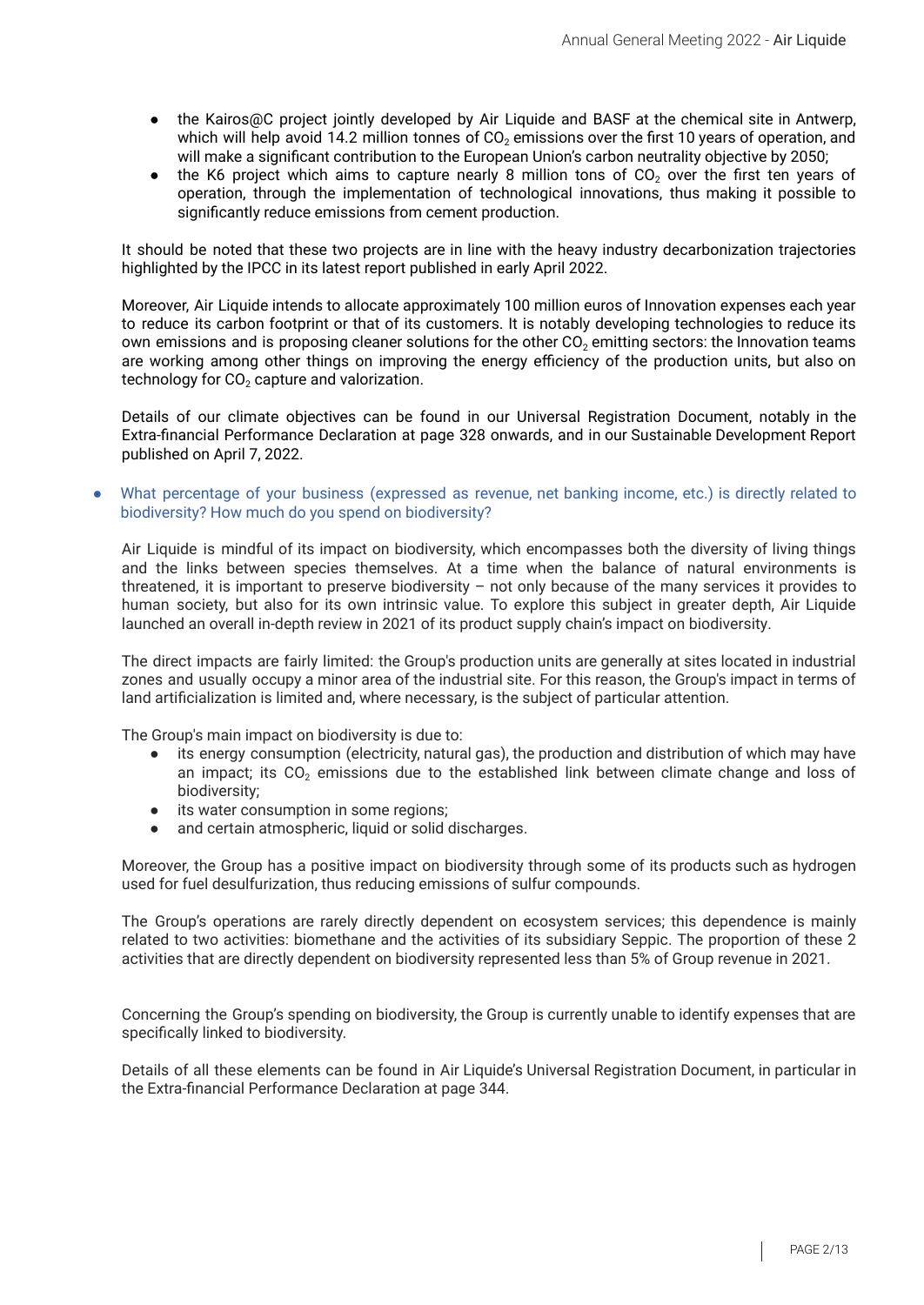- the Kairos@C project jointly developed by Air Liquide and BASF at the chemical site in Antwerp, which will help avoid 14.2 million tonnes of $CO_2$ emissions over the first 10 years of operation, and will make a significant contribution to the European Union's carbon neutrality objective by 2050;
- the K6 project which aims to capture nearly 8 million tons of $CO_2$ over the first ten years of operation, through the implementation of technological innovations, thus making it possible to significantly reduce emissions from cement production.

It should be noted that these two projects are in line with the heavy industry decarbonization trajectories highlighted by the IPCC in its latest report published in early April 2022.

Moreover, Air Liquide intends to allocate approximately 100 million euros of Innovation expenses each year to reduce its carbon footprint or that of its customers. It is notably developing technologies to reduce its own emissions and is proposing cleaner solutions for the other $CO_2$ emitting sectors: the Innovation teams are working among other things on improving the energy efficiency of the production units, but also on technology for $CO_2$ capture and valorization.

Details of our climate objectives can be found in our Universal Registration Document, notably in the Extra-financial Performance Declaration at page 328 onwards, and in our Sustainable Development Report published on April 7, 2022.

- What percentage of your business (expressed as revenue, net banking income, etc.) is directly related to biodiversity? How much do you spend on biodiversity?

Air Liquide is mindful of its impact on biodiversity, which encompasses both the diversity of living things and the links between species themselves. At a time when the balance of natural environments is threatened, it is important to preserve biodiversity – not only because of the many services it provides to human society, but also for its own intrinsic value. To explore this subject in greater depth, Air Liquide launched an overall in-depth review in 2021 of its product supply chain's impact on biodiversity.

The direct impacts are fairly limited: the Group's production units are generally at sites located in industrial zones and usually occupy a minor area of the industrial site. For this reason, the Group's impact in terms of land artificialization is limited and, where necessary, is the subject of particular attention.

The Group's main impact on biodiversity is due to:

- its energy consumption (electricity, natural gas), the production and distribution of which may have an impact; its $CO_2$ emissions due to the established link between climate change and loss of biodiversity;
- its water consumption in some regions;
- and certain atmospheric, liquid or solid discharges.

Moreover, the Group has a positive impact on biodiversity through some of its products such as hydrogen used for fuel desulfurization, thus reducing emissions of sulfur compounds.

The Group's operations are rarely directly dependent on ecosystem services; this dependence is mainly related to two activities: biomethane and the activities of its subsidiary Seppic. The proportion of these 2 activities that are directly dependent on biodiversity represented less than 5% of Group revenue in 2021.

Concerning the Group's spending on biodiversity, the Group is currently unable to identify expenses that are specifically linked to biodiversity.

Details of all these elements can be found in Air Liquide's Universal Registration Document, in particular in the Extra-financial Performance Declaration at page 344.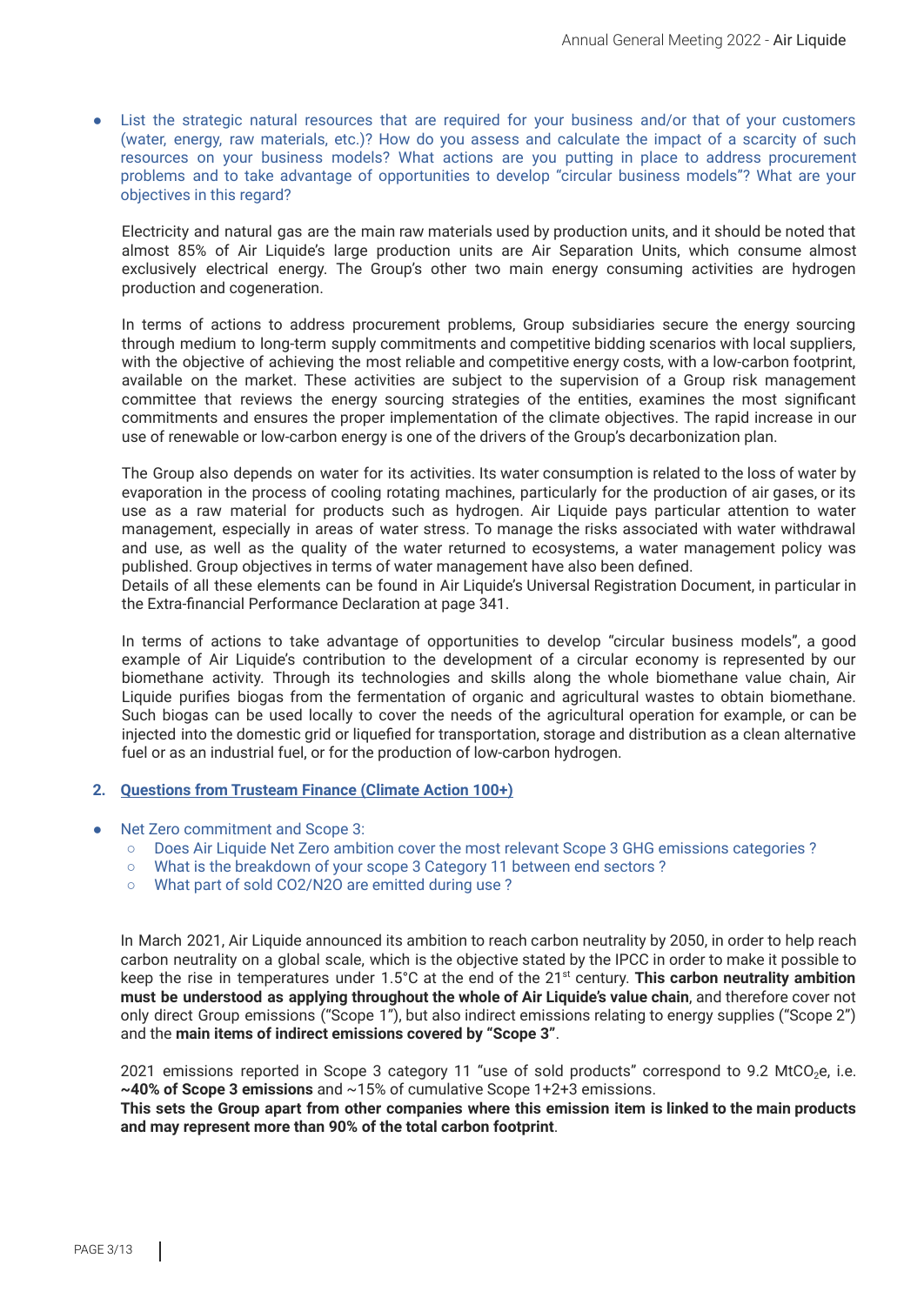- List the strategic natural resources that are required for your business and/or that of your customers (water, energy, raw materials, etc.)? How do you assess and calculate the impact of a scarcity of such resources on your business models? What actions are you putting in place to address procurement problems and to take advantage of opportunities to develop "circular business models"? What are your objectives in this regard?

Electricity and natural gas are the main raw materials used by production units, and it should be noted that almost 85% of Air Liquide's large production units are Air Separation Units, which consume almost exclusively electrical energy. The Group's other two main energy consuming activities are hydrogen production and cogeneration.

In terms of actions to address procurement problems, Group subsidiaries secure the energy sourcing through medium to long-term supply commitments and competitive bidding scenarios with local suppliers, with the objective of achieving the most reliable and competitive energy costs, with a low-carbon footprint, available on the market. These activities are subject to the supervision of a Group risk management committee that reviews the energy sourcing strategies of the entities, examines the most significant commitments and ensures the proper implementation of the climate objectives. The rapid increase in our use of renewable or low-carbon energy is one of the drivers of the Group's decarbonization plan.

The Group also depends on water for its activities. Its water consumption is related to the loss of water by evaporation in the process of cooling rotating machines, particularly for the production of air gases, or its use as a raw material for products such as hydrogen. Air Liquide pays particular attention to water management, especially in areas of water stress. To manage the risks associated with water withdrawal and use, as well as the quality of the water returned to ecosystems, a water management policy was published. Group objectives in terms of water management have also been defined.
Details of all these elements can be found in Air Liquide's Universal Registration Document, in particular in the Extra-financial Performance Declaration at page 341.

In terms of actions to take advantage of opportunities to develop "circular business models", a good example of Air Liquide's contribution to the development of a circular economy is represented by our biomethane activity. Through its technologies and skills along the whole biomethane value chain, Air Liquide purifies biogas from the fermentation of organic and agricultural wastes to obtain biomethane. Such biogas can be used locally to cover the needs of the agricultural operation for example, or can be injected into the domestic grid or liquefied for transportation, storage and distribution as a clean alternative fuel or as an industrial fuel, or for the production of low-carbon hydrogen.

## 2. Questions from Trusteam Finance (Climate Action 100+)

- Net Zero commitment and Scope 3:
  - Does Air Liquide Net Zero ambition cover the most relevant Scope 3 GHG emissions categories ?
  - What is the breakdown of your scope 3 Category 11 between end sectors ?
  - What part of sold CO2/N2O are emitted during use ?

In March 2021, Air Liquide announced its ambition to reach carbon neutrality by 2050, in order to help reach carbon neutrality on a global scale, which is the objective stated by the IPCC in order to make it possible to keep the rise in temperatures under 1.5°C at the end of the 21st century. **This carbon neutrality ambition must be understood as applying throughout the whole of Air Liquide's value chain**, and therefore cover not only direct Group emissions ("Scope 1"), but also indirect emissions relating to energy supplies ("Scope 2") and the **main items of indirect emissions covered by "Scope 3"**.

2021 emissions reported in Scope 3 category 11 "use of sold products" correspond to 9.2 $MtCO_2e$, i.e. **~40% of Scope 3 emissions** and ~15% of cumulative Scope 1+2+3 emissions.
**This sets the Group apart from other companies where this emission item is linked to the main products and may represent more than 90% of the total carbon footprint**.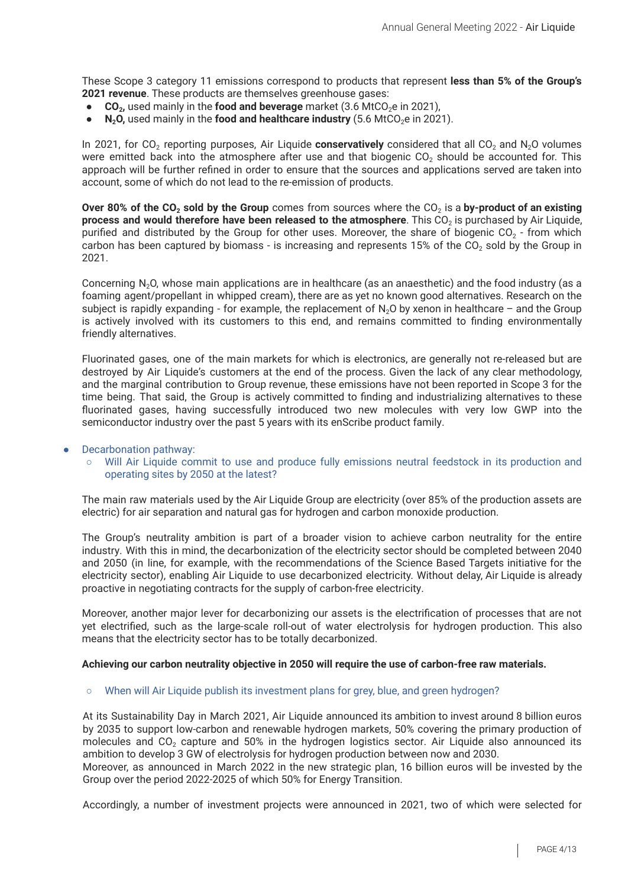These Scope 3 category 11 emissions correspond to products that represent **less than 5% of the Group's 2021 revenue**. These products are themselves greenhouse gases:

- **$CO_2$,** used mainly in the **food and beverage** market (3.6 Mt$CO_2$e in 2021),
- **$N_2O$,** used mainly in the **food and healthcare industry** (5.6 Mt$CO_2$e in 2021).

In 2021, for $CO_2$ reporting purposes, Air Liquide **conservatively** considered that all $CO_2$ and $N_2O$ volumes were emitted back into the atmosphere after use and that biogenic $CO_2$ should be accounted for. This approach will be further refined in order to ensure that the sources and applications served are taken into account, some of which do not lead to the re-emission of products.

**Over 80% of the $CO_2$ sold by the Group** comes from sources where the $CO_2$ is a **by-product of an existing process and would therefore have been released to the atmosphere**. This $CO_2$ is purchased by Air Liquide, purified and distributed by the Group for other uses. Moreover, the share of biogenic $CO_2$ - from which carbon has been captured by biomass - is increasing and represents 15% of the $CO_2$ sold by the Group in 2021.

Concerning $N_2O$, whose main applications are in healthcare (as an anaesthetic) and the food industry (as a foaming agent/propellant in whipped cream), there are as yet no known good alternatives. Research on the subject is rapidly expanding - for example, the replacement of $N_2O$ by xenon in healthcare – and the Group is actively involved with its customers to this end, and remains committed to finding environmentally friendly alternatives.

Fluorinated gases, one of the main markets for which is electronics, are generally not re-released but are destroyed by Air Liquide's customers at the end of the process. Given the lack of any clear methodology, and the marginal contribution to Group revenue, these emissions have not been reported in Scope 3 for the time being. That said, the Group is actively committed to finding and industrializing alternatives to these fluorinated gases, having successfully introduced two new molecules with very low GWP into the semiconductor industry over the past 5 years with its enScribe product family.

- Decarbonation pathway:
  - Will Air Liquide commit to use and produce fully emissions neutral feedstock in its production and operating sites by 2050 at the latest?

The main raw materials used by the Air Liquide Group are electricity (over 85% of the production assets are electric) for air separation and natural gas for hydrogen and carbon monoxide production.

The Group's neutrality ambition is part of a broader vision to achieve carbon neutrality for the entire industry. With this in mind, the decarbonization of the electricity sector should be completed between 2040 and 2050 (in line, for example, with the recommendations of the Science Based Targets initiative for the electricity sector), enabling Air Liquide to use decarbonized electricity. Without delay, Air Liquide is already proactive in negotiating contracts for the supply of carbon-free electricity.

Moreover, another major lever for decarbonizing our assets is the electrification of processes that are not yet electrified, such as the large-scale roll-out of water electrolysis for hydrogen production. This also means that the electricity sector has to be totally decarbonized.

**Achieving our carbon neutrality objective in 2050 will require the use of carbon-free raw materials.**

  - When will Air Liquide publish its investment plans for grey, blue, and green hydrogen?

At its Sustainability Day in March 2021, Air Liquide announced its ambition to invest around 8 billion euros by 2035 to support low-carbon and renewable hydrogen markets, 50% covering the primary production of molecules and $CO_2$ capture and 50% in the hydrogen logistics sector. Air Liquide also announced its ambition to develop 3 GW of electrolysis for hydrogen production between now and 2030.
Moreover, as announced in March 2022 in the new strategic plan, 16 billion euros will be invested by the Group over the period 2022-2025 of which 50% for Energy Transition.

Accordingly, a number of investment projects were announced in 2021, two of which were selected for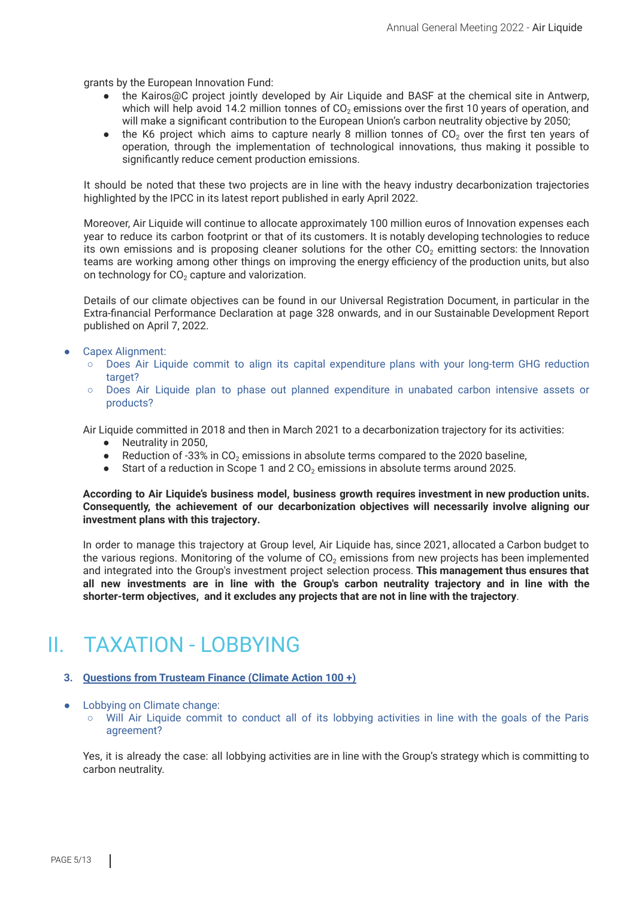grants by the European Innovation Fund:

- the Kairos@C project jointly developed by Air Liquide and BASF at the chemical site in Antwerp, which will help avoid 14.2 million tonnes of $CO_2$ emissions over the first 10 years of operation, and will make a significant contribution to the European Union's carbon neutrality objective by 2050;
- the K6 project which aims to capture nearly 8 million tonnes of $CO_2$ over the first ten years of operation, through the implementation of technological innovations, thus making it possible to significantly reduce cement production emissions.

It should be noted that these two projects are in line with the heavy industry decarbonization trajectories highlighted by the IPCC in its latest report published in early April 2022.

Moreover, Air Liquide will continue to allocate approximately 100 million euros of Innovation expenses each year to reduce its carbon footprint or that of its customers. It is notably developing technologies to reduce its own emissions and is proposing cleaner solutions for the other $CO_2$ emitting sectors: the Innovation teams are working among other things on improving the energy efficiency of the production units, but also on technology for $CO_2$ capture and valorization.

Details of our climate objectives can be found in our Universal Registration Document, in particular in the Extra-financial Performance Declaration at page 328 onwards, and in our Sustainable Development Report published on April 7, 2022.

- Capex Alignment:
  - Does Air Liquide commit to align its capital expenditure plans with your long-term GHG reduction target?
  - Does Air Liquide plan to phase out planned expenditure in unabated carbon intensive assets or products?

Air Liquide committed in 2018 and then in March 2021 to a decarbonization trajectory for its activities:

- Neutrality in 2050,
- Reduction of -33% in $CO_2$ emissions in absolute terms compared to the 2020 baseline,
- Start of a reduction in Scope 1 and 2 $CO_2$ emissions in absolute terms around 2025.

**According to Air Liquide's business model, business growth requires investment in new production units. Consequently, the achievement of our decarbonization objectives will necessarily involve aligning our investment plans with this trajectory.**

In order to manage this trajectory at Group level, Air Liquide has, since 2021, allocated a Carbon budget to the various regions. Monitoring of the volume of $CO_2$ emissions from new projects has been implemented and integrated into the Group's investment project selection process. **This management thus ensures that all new investments are in line with the Group's carbon neutrality trajectory and in line with the shorter-term objectives, and it excludes any projects that are not in line with the trajectory**.

# II. TAXATION - LOBBYING

### 3. Questions from Trusteam Finance (Climate Action 100 +)

- Lobbying on Climate change:
  - Will Air Liquide commit to conduct all of its lobbying activities in line with the goals of the Paris agreement?

Yes, it is already the case: all lobbying activities are in line with the Group's strategy which is committing to carbon neutrality.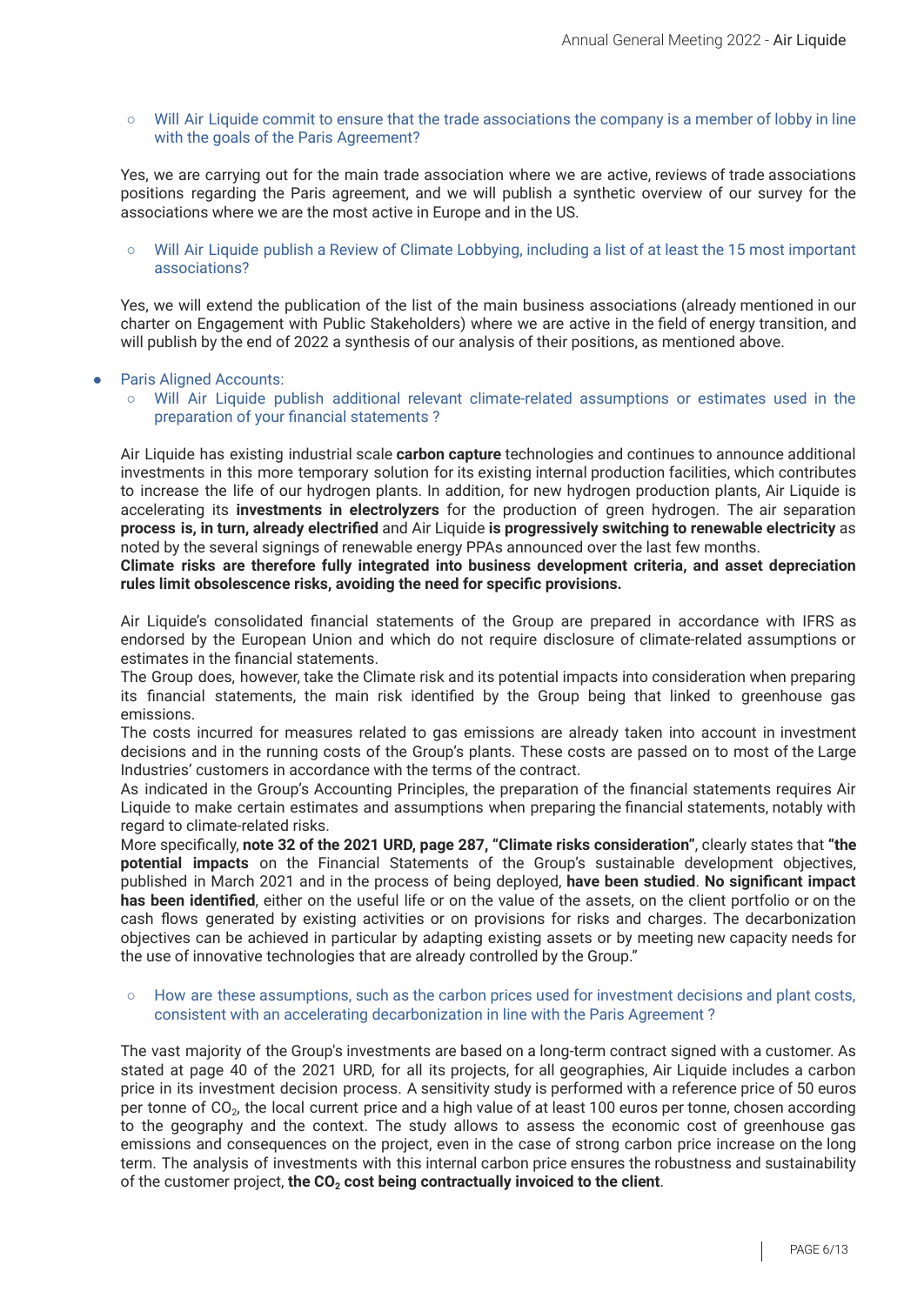- Will Air Liquide commit to ensure that the trade associations the company is a member of lobby in line with the goals of the Paris Agreement?

Yes, we are carrying out for the main trade association where we are active, reviews of trade associations positions regarding the Paris agreement, and we will publish a synthetic overview of our survey for the associations where we are the most active in Europe and in the US.

- Will Air Liquide publish a Review of Climate Lobbying, including a list of at least the 15 most important associations?

Yes, we will extend the publication of the list of the main business associations (already mentioned in our charter on Engagement with Public Stakeholders) where we are active in the field of energy transition, and will publish by the end of 2022 a synthesis of our analysis of their positions, as mentioned above.

- Paris Aligned Accounts:
  - Will Air Liquide publish additional relevant climate-related assumptions or estimates used in the preparation of your financial statements ?

Air Liquide has existing industrial scale **carbon capture** technologies and continues to announce additional investments in this more temporary solution for its existing internal production facilities, which contributes to increase the life of our hydrogen plants. In addition, for new hydrogen production plants, Air Liquide is accelerating its **investments in electrolyzers** for the production of green hydrogen. The air separation **process is, in turn, already electrified** and Air Liquide **is progressively switching to renewable electricity** as noted by the several signings of renewable energy PPAs announced over the last few months.
**Climate risks are therefore fully integrated into business development criteria, and asset depreciation rules limit obsolescence risks, avoiding the need for specific provisions.**

Air Liquide's consolidated financial statements of the Group are prepared in accordance with IFRS as endorsed by the European Union and which do not require disclosure of climate-related assumptions or estimates in the financial statements.
The Group does, however, take the Climate risk and its potential impacts into consideration when preparing its financial statements, the main risk identified by the Group being that linked to greenhouse gas emissions.
The costs incurred for measures related to gas emissions are already taken into account in investment decisions and in the running costs of the Group's plants. These costs are passed on to most of the Large Industries' customers in accordance with the terms of the contract.
As indicated in the Group's Accounting Principles, the preparation of the financial statements requires Air Liquide to make certain estimates and assumptions when preparing the financial statements, notably with regard to climate-related risks.
More specifically, **note 32 of the 2021 URD, page 287, "Climate risks consideration"**, clearly states that **"the potential impacts** on the Financial Statements of the Group's sustainable development objectives, published in March 2021 and in the process of being deployed, **have been studied**. **No significant impact has been identified**, either on the useful life or on the value of the assets, on the client portfolio or on the cash flows generated by existing activities or on provisions for risks and charges. The decarbonization objectives can be achieved in particular by adapting existing assets or by meeting new capacity needs for the use of innovative technologies that are already controlled by the Group."

  - How are these assumptions, such as the carbon prices used for investment decisions and plant costs, consistent with an accelerating decarbonization in line with the Paris Agreement ?

The vast majority of the Group's investments are based on a long-term contract signed with a customer. As stated at page 40 of the 2021 URD, for all its projects, for all geographies, Air Liquide includes a carbon price in its investment decision process. A sensitivity study is performed with a reference price of 50 euros per tonne of $CO_2$, the local current price and a high value of at least 100 euros per tonne, chosen according to the geography and the context. The study allows to assess the economic cost of greenhouse gas emissions and consequences on the project, even in the case of strong carbon price increase on the long term. The analysis of investments with this internal carbon price ensures the robustness and sustainability of the customer project, **the $CO_2$ cost being contractually invoiced to the client**.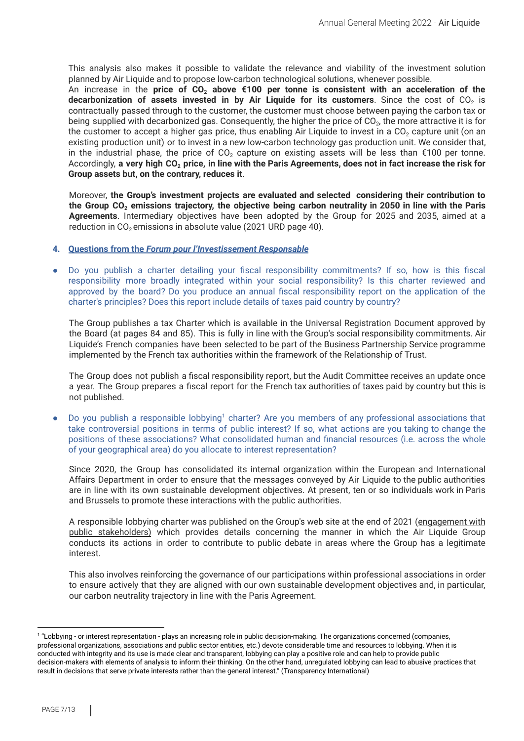This analysis also makes it possible to validate the relevance and viability of the investment solution planned by Air Liquide and to propose low-carbon technological solutions, whenever possible.
An increase in the **price of $CO_2$ above €100 per tonne is consistent with an acceleration of the decarbonization of assets invested in by Air Liquide for its customers**. Since the cost of $CO_2$ is contractually passed through to the customer, the customer must choose between paying the carbon tax or being supplied with decarbonized gas. Consequently, the higher the price of $CO_2$, the more attractive it is for the customer to accept a higher gas price, thus enabling Air Liquide to invest in a $CO_2$ capture unit (on an existing production unit) or to invest in a new low-carbon technology gas production unit. We consider that, in the industrial phase, the price of $CO_2$ capture on existing assets will be less than €100 per tonne. Accordingly, **a very high $CO_2$ price, in line with the Paris Agreements, does not in fact increase the risk for Group assets but, on the contrary, reduces it**.

Moreover, **the Group's investment projects are evaluated and selected considering their contribution to the Group $CO_2$ emissions trajectory, the objective being carbon neutrality in 2050 in line with the Paris Agreements**. Intermediary objectives have been adopted by the Group for 2025 and 2035, aimed at a reduction in $CO_2$ emissions in absolute value (2021 URD page 40).

### 4. Questions from the *Forum pour l'Investissement Responsable*

- Do you publish a charter detailing your fiscal responsibility commitments? If so, how is this fiscal responsibility more broadly integrated within your social responsibility? Is this charter reviewed and approved by the board? Do you produce an annual fiscal responsibility report on the application of the charter's principles? Does this report include details of taxes paid country by country?

  The Group publishes a tax Charter which is available in the Universal Registration Document approved by the Board (at pages 84 and 85). This is fully in line with the Group's social responsibility commitments. Air Liquide's French companies have been selected to be part of the Business Partnership Service programme implemented by the French tax authorities within the framework of the Relationship of Trust.

  The Group does not publish a fiscal responsibility report, but the Audit Committee receives an update once a year. The Group prepares a fiscal report for the French tax authorities of taxes paid by country but this is not published.

- Do you publish a responsible lobbying[1] charter? Are you members of any professional associations that take controversial positions in terms of public interest? If so, what actions are you taking to change the positions of these associations? What consolidated human and financial resources (i.e. across the whole of your geographical area) do you allocate to interest representation?

  Since 2020, the Group has consolidated its internal organization within the European and International Affairs Department in order to ensure that the messages conveyed by Air Liquide to the public authorities are in line with its own sustainable development objectives. At present, ten or so individuals work in Paris and Brussels to promote these interactions with the public authorities.

  A responsible lobbying charter was published on the Group's web site at the end of 2021 (engagement with public stakeholders) which provides details concerning the manner in which the Air Liquide Group conducts its actions in order to contribute to public debate in areas where the Group has a legitimate interest.

  This also involves reinforcing the governance of our participations within professional associations in order to ensure actively that they are aligned with our own sustainable development objectives and, in particular, our carbon neutrality trajectory in line with the Paris Agreement.

---

[1] "Lobbying - or interest representation - plays an increasing role in public decision-making. The organizations concerned (companies, professional organizations, associations and public sector entities, etc.) devote considerable time and resources to lobbying. When it is conducted with integrity and its use is made clear and transparent, lobbying can play a positive role and can help to provide public decision-makers with elements of analysis to inform their thinking. On the other hand, unregulated lobbying can lead to abusive practices that result in decisions that serve private interests rather than the general interest." (Transparency International)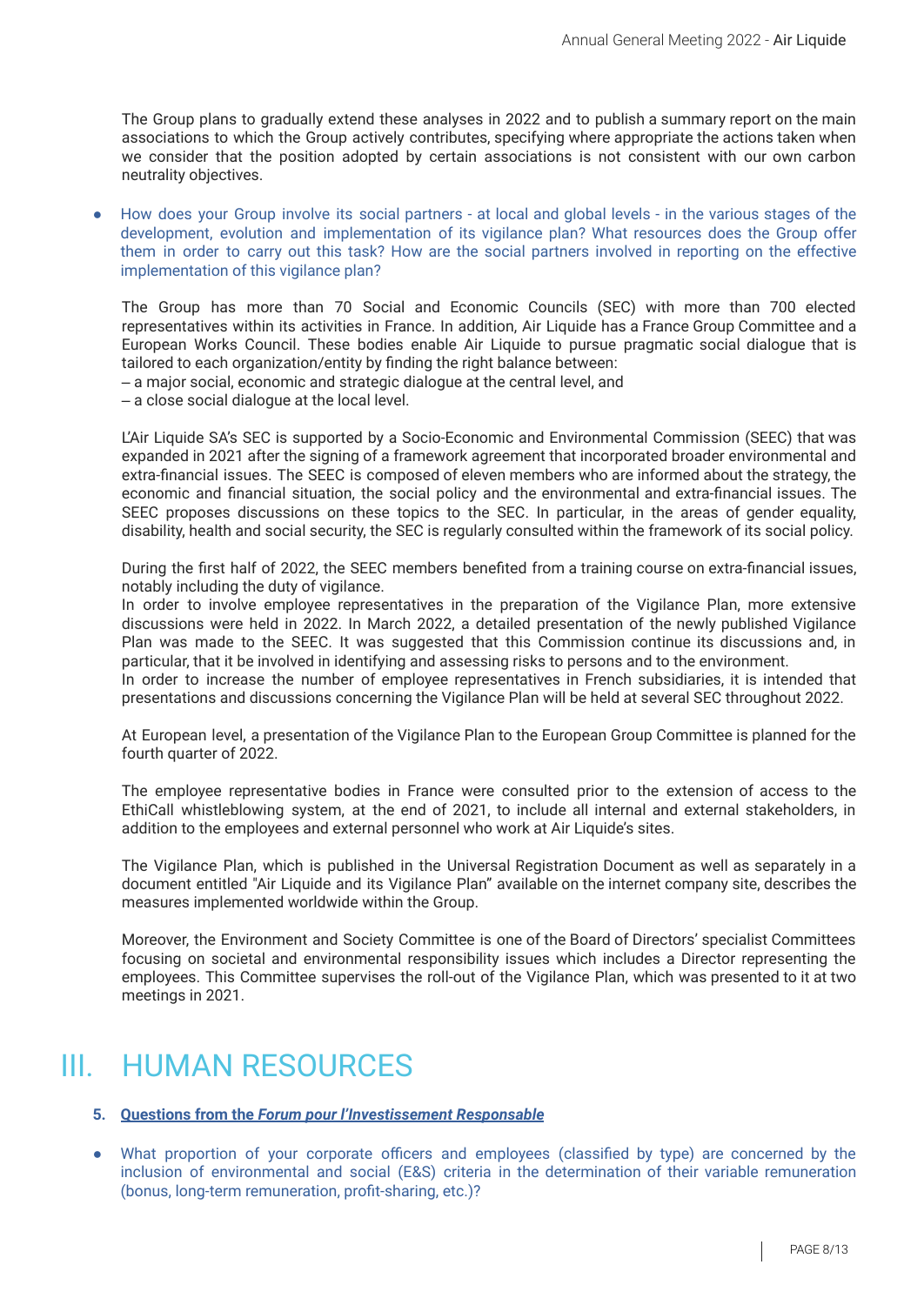The Group plans to gradually extend these analyses in 2022 and to publish a summary report on the main associations to which the Group actively contributes, specifying where appropriate the actions taken when we consider that the position adopted by certain associations is not consistent with our own carbon neutrality objectives.

- How does your Group involve its social partners - at local and global levels - in the various stages of the development, evolution and implementation of its vigilance plan? What resources does the Group offer them in order to carry out this task? How are the social partners involved in reporting on the effective implementation of this vigilance plan?

  The Group has more than 70 Social and Economic Councils (SEC) with more than 700 elected representatives within its activities in France. In addition, Air Liquide has a France Group Committee and a European Works Council. These bodies enable Air Liquide to pursue pragmatic social dialogue that is tailored to each organization/entity by finding the right balance between:
  – a major social, economic and strategic dialogue at the central level, and
  – a close social dialogue at the local level.

  L'Air Liquide SA's SEC is supported by a Socio-Economic and Environmental Commission (SEEC) that was expanded in 2021 after the signing of a framework agreement that incorporated broader environmental and extra-financial issues. The SEEC is composed of eleven members who are informed about the strategy, the economic and financial situation, the social policy and the environmental and extra-financial issues. The SEEC proposes discussions on these topics to the SEC. In particular, in the areas of gender equality, disability, health and social security, the SEC is regularly consulted within the framework of its social policy.

  During the first half of 2022, the SEEC members benefited from a training course on extra-financial issues, notably including the duty of vigilance.
  In order to involve employee representatives in the preparation of the Vigilance Plan, more extensive discussions were held in 2022. In March 2022, a detailed presentation of the newly published Vigilance Plan was made to the SEEC. It was suggested that this Commission continue its discussions and, in particular, that it be involved in identifying and assessing risks to persons and to the environment.
  In order to increase the number of employee representatives in French subsidiaries, it is intended that presentations and discussions concerning the Vigilance Plan will be held at several SEC throughout 2022.

  At European level, a presentation of the Vigilance Plan to the European Group Committee is planned for the fourth quarter of 2022.

  The employee representative bodies in France were consulted prior to the extension of access to the EthiCall whistleblowing system, at the end of 2021, to include all internal and external stakeholders, in addition to the employees and external personnel who work at Air Liquide's sites.

  The Vigilance Plan, which is published in the Universal Registration Document as well as separately in a document entitled "Air Liquide and its Vigilance Plan" available on the internet company site, describes the measures implemented worldwide within the Group.

  Moreover, the Environment and Society Committee is one of the Board of Directors' specialist Committees focusing on societal and environmental responsibility issues which includes a Director representing the employees. This Committee supervises the roll-out of the Vigilance Plan, which was presented to it at two meetings in 2021.

# III. HUMAN RESOURCES

**5. Questions from the *Forum pour l'Investissement Responsable***

- What proportion of your corporate officers and employees (classified by type) are concerned by the inclusion of environmental and social (E&S) criteria in the determination of their variable remuneration (bonus, long-term remuneration, profit-sharing, etc.)?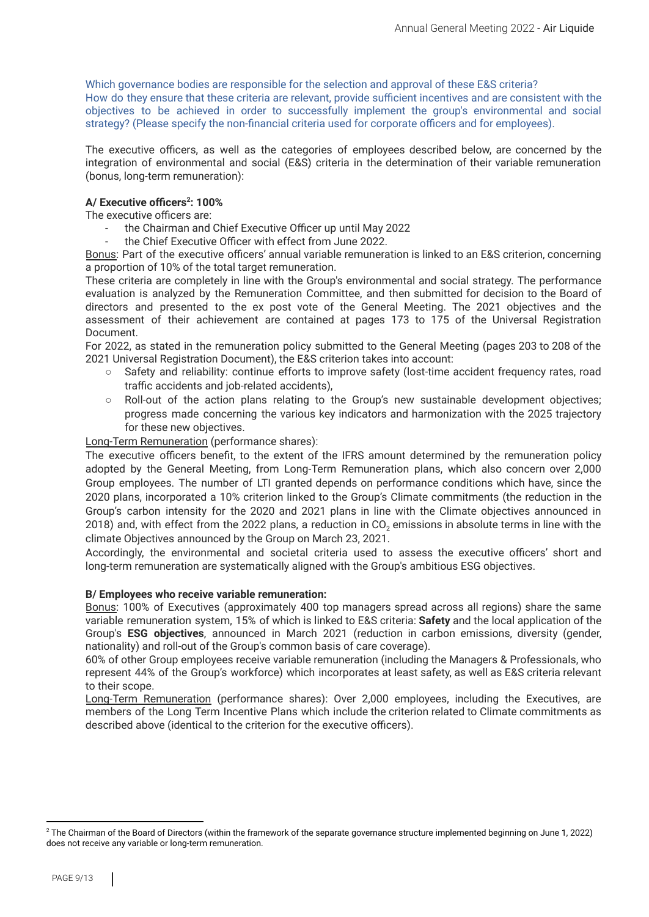Which governance bodies are responsible for the selection and approval of these E&S criteria?
How do they ensure that these criteria are relevant, provide sufficient incentives and are consistent with the objectives to be achieved in order to successfully implement the group's environmental and social strategy? (Please specify the non-financial criteria used for corporate officers and for employees).

The executive officers, as well as the categories of employees described below, are concerned by the integration of environmental and social (E&S) criteria in the determination of their variable remuneration (bonus, long-term remuneration):

**A/ Executive officers[2]: 100%**

The executive officers are:

- the Chairman and Chief Executive Officer up until May 2022
- the Chief Executive Officer with effect from June 2022.

Bonus: Part of the executive officers' annual variable remuneration is linked to an E&S criterion, concerning a proportion of 10% of the total target remuneration.

These criteria are completely in line with the Group's environmental and social strategy. The performance evaluation is analyzed by the Remuneration Committee, and then submitted for decision to the Board of directors and presented to the ex post vote of the General Meeting. The 2021 objectives and the assessment of their achievement are contained at pages 173 to 175 of the Universal Registration Document.

For 2022, as stated in the remuneration policy submitted to the General Meeting (pages 203 to 208 of the 2021 Universal Registration Document), the E&S criterion takes into account:

- Safety and reliability: continue efforts to improve safety (lost-time accident frequency rates, road traffic accidents and job-related accidents),
- Roll-out of the action plans relating to the Group's new sustainable development objectives; progress made concerning the various key indicators and harmonization with the 2025 trajectory for these new objectives.

Long-Term Remuneration (performance shares):

The executive officers benefit, to the extent of the IFRS amount determined by the remuneration policy adopted by the General Meeting, from Long-Term Remuneration plans, which also concern over 2,000 Group employees. The number of LTI granted depends on performance conditions which have, since the 2020 plans, incorporated a 10% criterion linked to the Group's Climate commitments (the reduction in the Group's carbon intensity for the 2020 and 2021 plans in line with the Climate objectives announced in 2018) and, with effect from the 2022 plans, a reduction in $CO_2$ emissions in absolute terms in line with the climate Objectives announced by the Group on March 23, 2021.

Accordingly, the environmental and societal criteria used to assess the executive officers' short and long-term remuneration are systematically aligned with the Group's ambitious ESG objectives.

**B/ Employees who receive variable remuneration:**

Bonus: 100% of Executives (approximately 400 top managers spread across all regions) share the same variable remuneration system, 15% of which is linked to E&S criteria: **Safety** and the local application of the Group's **ESG objectives**, announced in March 2021 (reduction in carbon emissions, diversity (gender, nationality) and roll-out of the Group's common basis of care coverage).

60% of other Group employees receive variable remuneration (including the Managers & Professionals, who represent 44% of the Group's workforce) which incorporates at least safety, as well as E&S criteria relevant to their scope.

Long-Term Remuneration (performance shares): Over 2,000 employees, including the Executives, are members of the Long Term Incentive Plans which include the criterion related to Climate commitments as described above (identical to the criterion for the executive officers).

---

[2] The Chairman of the Board of Directors (within the framework of the separate governance structure implemented beginning on June 1, 2022) does not receive any variable or long-term remuneration.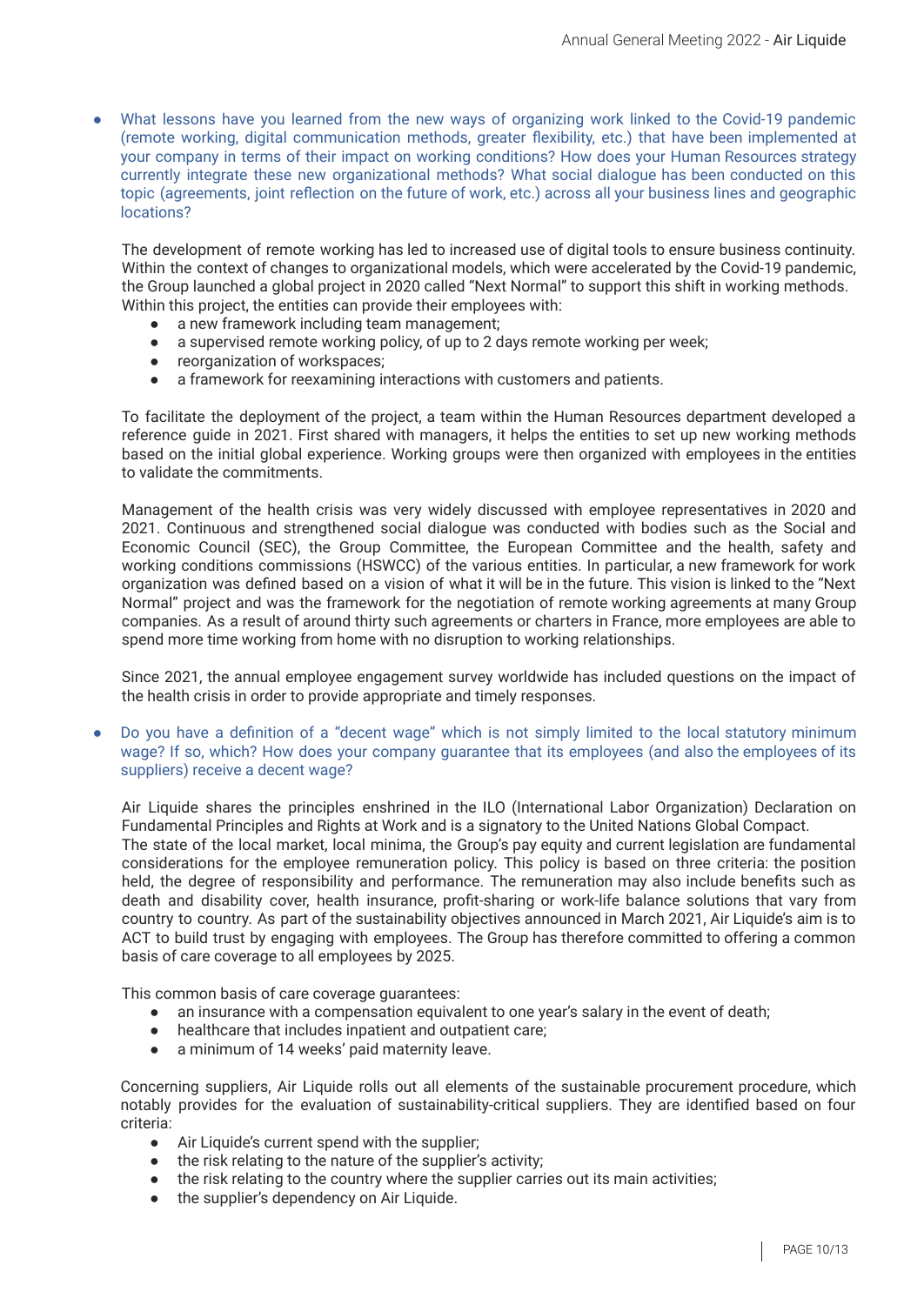- What lessons have you learned from the new ways of organizing work linked to the Covid-19 pandemic (remote working, digital communication methods, greater flexibility, etc.) that have been implemented at your company in terms of their impact on working conditions? How does your Human Resources strategy currently integrate these new organizational methods? What social dialogue has been conducted on this topic (agreements, joint reflection on the future of work, etc.) across all your business lines and geographic locations?

  The development of remote working has led to increased use of digital tools to ensure business continuity. Within the context of changes to organizational models, which were accelerated by the Covid-19 pandemic, the Group launched a global project in 2020 called "Next Normal" to support this shift in working methods. Within this project, the entities can provide their employees with:
  - a new framework including team management;
  - a supervised remote working policy, of up to 2 days remote working per week;
  - reorganization of workspaces;
  - a framework for reexamining interactions with customers and patients.

  To facilitate the deployment of the project, a team within the Human Resources department developed a reference guide in 2021. First shared with managers, it helps the entities to set up new working methods based on the initial global experience. Working groups were then organized with employees in the entities to validate the commitments.

  Management of the health crisis was very widely discussed with employee representatives in 2020 and 2021. Continuous and strengthened social dialogue was conducted with bodies such as the Social and Economic Council (SEC), the Group Committee, the European Committee and the health, safety and working conditions commissions (HSWCC) of the various entities. In particular, a new framework for work organization was defined based on a vision of what it will be in the future. This vision is linked to the "Next Normal" project and was the framework for the negotiation of remote working agreements at many Group companies. As a result of around thirty such agreements or charters in France, more employees are able to spend more time working from home with no disruption to working relationships.

  Since 2021, the annual employee engagement survey worldwide has included questions on the impact of the health crisis in order to provide appropriate and timely responses.

- Do you have a definition of a "decent wage" which is not simply limited to the local statutory minimum wage? If so, which? How does your company guarantee that its employees (and also the employees of its suppliers) receive a decent wage?

  Air Liquide shares the principles enshrined in the ILO (International Labor Organization) Declaration on Fundamental Principles and Rights at Work and is a signatory to the United Nations Global Compact.
  The state of the local market, local minima, the Group's pay equity and current legislation are fundamental considerations for the employee remuneration policy. This policy is based on three criteria: the position held, the degree of responsibility and performance. The remuneration may also include benefits such as death and disability cover, health insurance, profit-sharing or work-life balance solutions that vary from country to country. As part of the sustainability objectives announced in March 2021, Air Liquide's aim is to ACT to build trust by engaging with employees. The Group has therefore committed to offering a common basis of care coverage to all employees by 2025.

  This common basis of care coverage guarantees:
  - an insurance with a compensation equivalent to one year's salary in the event of death;
  - healthcare that includes inpatient and outpatient care;
  - a minimum of 14 weeks' paid maternity leave.

  Concerning suppliers, Air Liquide rolls out all elements of the sustainable procurement procedure, which notably provides for the evaluation of sustainability-critical suppliers. They are identified based on four criteria:
  - Air Liquide's current spend with the supplier;
  - the risk relating to the nature of the supplier's activity;
  - the risk relating to the country where the supplier carries out its main activities;
  - the supplier's dependency on Air Liquide.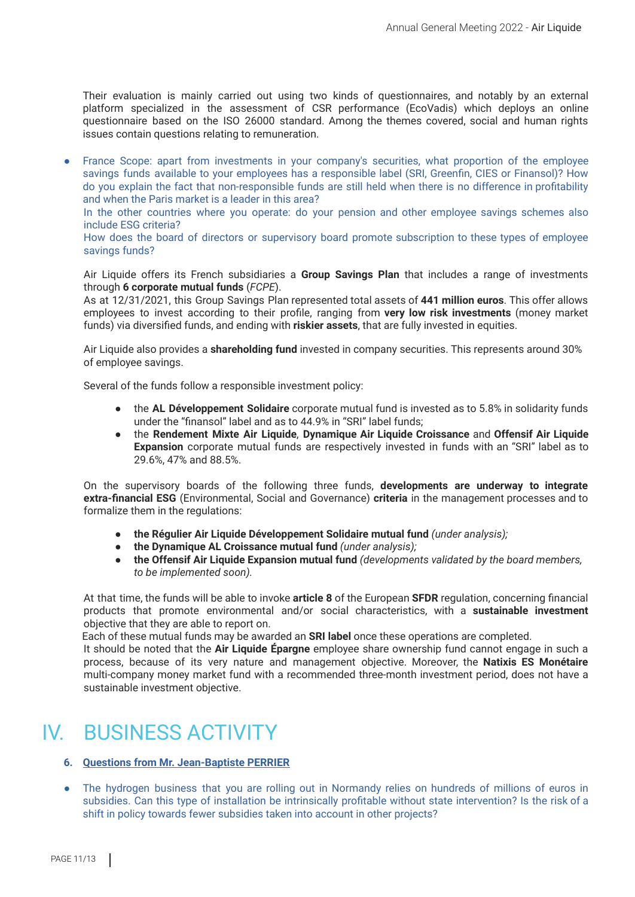Their evaluation is mainly carried out using two kinds of questionnaires, and notably by an external platform specialized in the assessment of CSR performance (EcoVadis) which deploys an online questionnaire based on the ISO 26000 standard. Among the themes covered, social and human rights issues contain questions relating to remuneration.

- France Scope: apart from investments in your company's securities, what proportion of the employee savings funds available to your employees has a responsible label (SRI, Greenfin, CIES or Finansol)? How do you explain the fact that non-responsible funds are still held when there is no difference in profitability and when the Paris market is a leader in this area?
  In the other countries where you operate: do your pension and other employee savings schemes also include ESG criteria?
  How does the board of directors or supervisory board promote subscription to these types of employee savings funds?

Air Liquide offers its French subsidiaries a **Group Savings Plan** that includes a range of investments through **6 corporate mutual funds** (*FCPE*).
As at 12/31/2021, this Group Savings Plan represented total assets of **441 million euros**. This offer allows employees to invest according to their profile, ranging from **very low risk investments** (money market funds) via diversified funds, and ending with **riskier assets**, that are fully invested in equities.

Air Liquide also provides a **shareholding fund** invested in company securities. This represents around 30% of employee savings.

Several of the funds follow a responsible investment policy:

- the **AL Développement Solidaire** corporate mutual fund is invested as to 5.8% in solidarity funds under the "finansol" label and as to 44.9% in "SRI" label funds;
- the **Rendement Mixte Air Liquide**, **Dynamique Air Liquide Croissance** and **Offensif Air Liquide Expansion** corporate mutual funds are respectively invested in funds with an "SRI" label as to 29.6%, 47% and 88.5%.

On the supervisory boards of the following three funds, **developments are underway to integrate extra-financial ESG** (Environmental, Social and Governance) **criteria** in the management processes and to formalize them in the regulations:

- **the Régulier Air Liquide Développement Solidaire mutual fund** *(under analysis);*
- **the Dynamique AL Croissance mutual fund** *(under analysis);*
- **the Offensif Air Liquide Expansion mutual fund** *(developments validated by the board members, to be implemented soon).*

At that time, the funds will be able to invoke **article 8** of the European **SFDR** regulation, concerning financial products that promote environmental and/or social characteristics, with a **sustainable investment** objective that they are able to report on.
Each of these mutual funds may be awarded an **SRI label** once these operations are completed.
It should be noted that the **Air Liquide Épargne** employee share ownership fund cannot engage in such a process, because of its very nature and management objective. Moreover, the **Natixis ES Monétaire** multi-company money market fund with a recommended three-month investment period, does not have a sustainable investment objective.

# IV. BUSINESS ACTIVITY

### 6. Questions from Mr. Jean-Baptiste PERRIER

- The hydrogen business that you are rolling out in Normandy relies on hundreds of millions of euros in subsidies. Can this type of installation be intrinsically profitable without state intervention? Is the risk of a shift in policy towards fewer subsidies taken into account in other projects?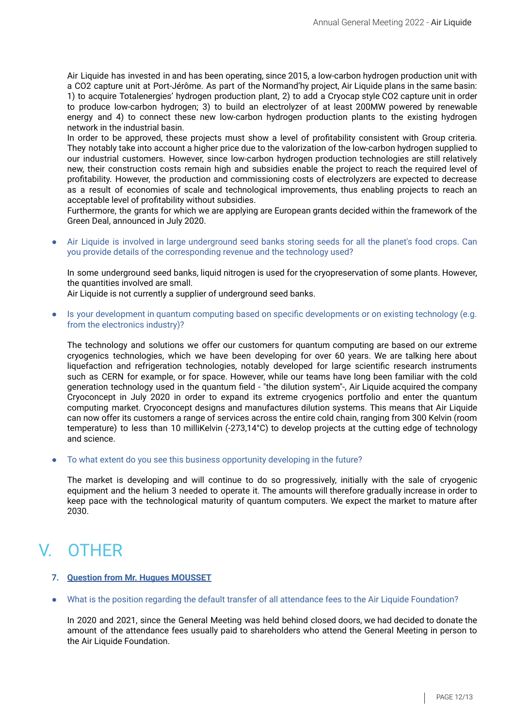Air Liquide has invested in and has been operating, since 2015, a low-carbon hydrogen production unit with a CO2 capture unit at Port-Jérôme. As part of the Normand'hy project, Air Liquide plans in the same basin: 1) to acquire Totalenergies' hydrogen production plant, 2) to add a Cryocap style CO2 capture unit in order to produce low-carbon hydrogen; 3) to build an electrolyzer of at least 200MW powered by renewable energy and 4) to connect these new low-carbon hydrogen production plants to the existing hydrogen network in the industrial basin.
In order to be approved, these projects must show a level of profitability consistent with Group criteria. They notably take into account a higher price due to the valorization of the low-carbon hydrogen supplied to our industrial customers. However, since low-carbon hydrogen production technologies are still relatively new, their construction costs remain high and subsidies enable the project to reach the required level of profitability. However, the production and commissioning costs of electrolyzers are expected to decrease as a result of economies of scale and technological improvements, thus enabling projects to reach an acceptable level of profitability without subsidies.
Furthermore, the grants for which we are applying are European grants decided within the framework of the Green Deal, announced in July 2020.

- Air Liquide is involved in large underground seed banks storing seeds for all the planet's food crops. Can you provide details of the corresponding revenue and the technology used?

  In some underground seed banks, liquid nitrogen is used for the cryopreservation of some plants. However, the quantities involved are small.
  Air Liquide is not currently a supplier of underground seed banks.

- Is your development in quantum computing based on specific developments or on existing technology (e.g. from the electronics industry)?

  The technology and solutions we offer our customers for quantum computing are based on our extreme cryogenics technologies, which we have been developing for over 60 years. We are talking here about liquefaction and refrigeration technologies, notably developed for large scientific research instruments such as CERN for example, or for space. However, while our teams have long been familiar with the cold generation technology used in the quantum field - "the dilution system"-, Air Liquide acquired the company Cryoconcept in July 2020 in order to expand its extreme cryogenics portfolio and enter the quantum computing market. Cryoconcept designs and manufactures dilution systems. This means that Air Liquide can now offer its customers a range of services across the entire cold chain, ranging from 300 Kelvin (room temperature) to less than 10 milliKelvin (-273,14°C) to develop projects at the cutting edge of technology and science.

- To what extent do you see this business opportunity developing in the future?

  The market is developing and will continue to do so progressively, initially with the sale of cryogenic equipment and the helium 3 needed to operate it. The amounts will therefore gradually increase in order to keep pace with the technological maturity of quantum computers. We expect the market to mature after 2030.

# V. OTHER

7. **Question from Mr. Hugues MOUSSET**

- What is the position regarding the default transfer of all attendance fees to the Air Liquide Foundation?

  In 2020 and 2021, since the General Meeting was held behind closed doors, we had decided to donate the amount of the attendance fees usually paid to shareholders who attend the General Meeting in person to the Air Liquide Foundation.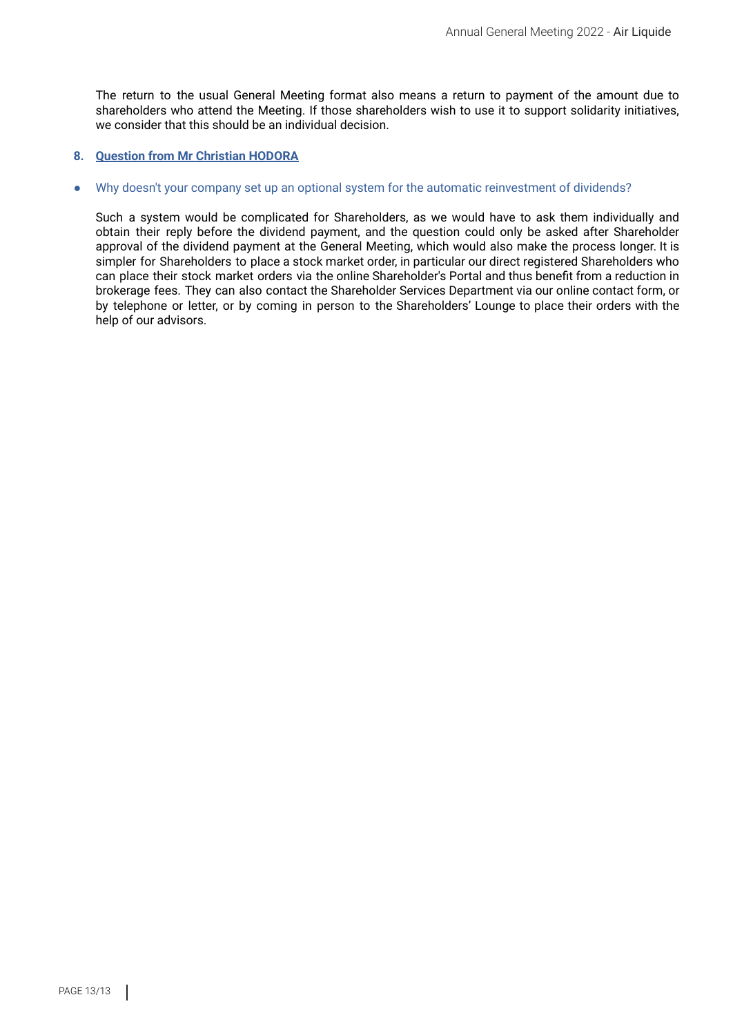The return to the usual General Meeting format also means a return to payment of the amount due to shareholders who attend the Meeting. If those shareholders wish to use it to support solidarity initiatives, we consider that this should be an individual decision.

### 8. Question from Mr Christian HODORA

- Why doesn't your company set up an optional system for the automatic reinvestment of dividends?

Such a system would be complicated for Shareholders, as we would have to ask them individually and obtain their reply before the dividend payment, and the question could only be asked after Shareholder approval of the dividend payment at the General Meeting, which would also make the process longer. It is simpler for Shareholders to place a stock market order, in particular our direct registered Shareholders who can place their stock market orders via the online Shareholder's Portal and thus benefit from a reduction in brokerage fees. They can also contact the Shareholder Services Department via our online contact form, or by telephone or letter, or by coming in person to the Shareholders' Lounge to place their orders with the help of our advisors.